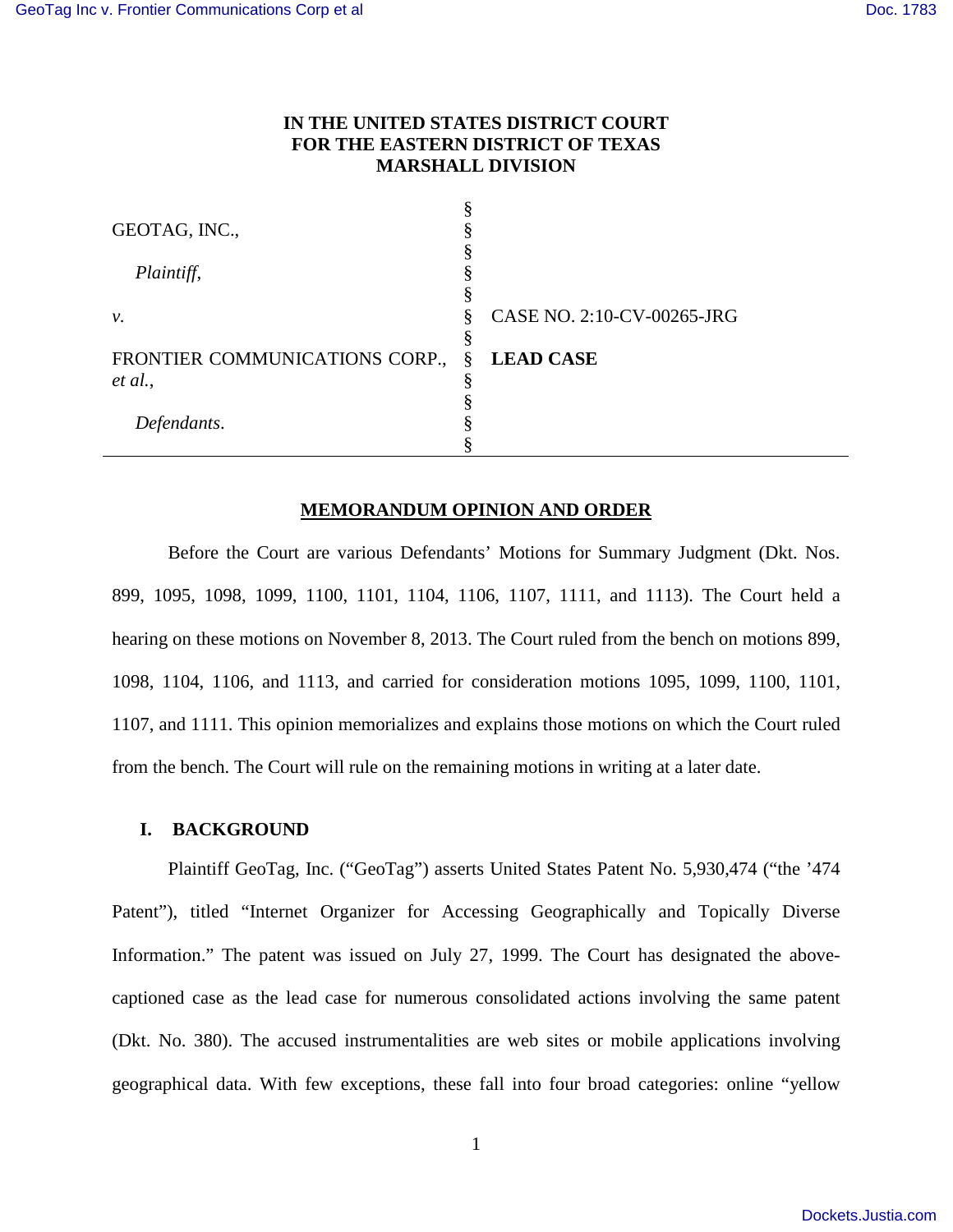**IN THE UNITED STATES DISTRICT COURT**
**FOR THE EASTERN DISTRICT OF TEXAS**
**MARSHALL DIVISION**

| | | |
|---|---|---|
| GEOTAG, INC., | § | |
| *Plaintiff*, | § | |
| *v.* | § | CASE NO. 2:10-CV-00265-JRG |
| FRONTIER COMMUNICATIONS CORP., *et al.*, | § | **LEAD CASE** |
| *Defendants*. | § | |

**MEMORANDUM OPINION AND ORDER**

Before the Court are various Defendants' Motions for Summary Judgment (Dkt. Nos. 899, 1095, 1098, 1099, 1100, 1101, 1104, 1106, 1107, 1111, and 1113). The Court held a hearing on these motions on November 8, 2013. The Court ruled from the bench on motions 899, 1098, 1104, 1106, and 1113, and carried for consideration motions 1095, 1099, 1100, 1101, 1107, and 1111. This opinion memorializes and explains those motions on which the Court ruled from the bench. The Court will rule on the remaining motions in writing at a later date.

## I. BACKGROUND

Plaintiff GeoTag, Inc. ("GeoTag") asserts United States Patent No. 5,930,474 ("the '474 Patent"), titled "Internet Organizer for Accessing Geographically and Topically Diverse Information." The patent was issued on July 27, 1999. The Court has designated the above-captioned case as the lead case for numerous consolidated actions involving the same patent (Dkt. No. 380). The accused instrumentalities are web sites or mobile applications involving geographical data. With few exceptions, these fall into four broad categories: online "yellow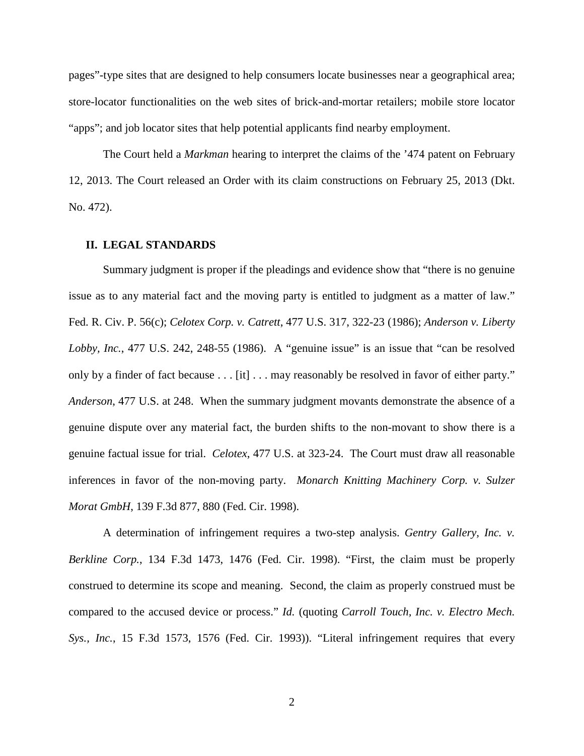pages"-type sites that are designed to help consumers locate businesses near a geographical area; store-locator functionalities on the web sites of brick-and-mortar retailers; mobile store locator "apps"; and job locator sites that help potential applicants find nearby employment.

The Court held a *Markman* hearing to interpret the claims of the '474 patent on February 12, 2013. The Court released an Order with its claim constructions on February 25, 2013 (Dkt. No. 472).

## II. LEGAL STANDARDS

Summary judgment is proper if the pleadings and evidence show that "there is no genuine issue as to any material fact and the moving party is entitled to judgment as a matter of law." Fed. R. Civ. P. 56(c); *Celotex Corp. v. Catrett*, 477 U.S. 317, 322-23 (1986); *Anderson v. Liberty Lobby, Inc.*, 477 U.S. 242, 248-55 (1986). A "genuine issue" is an issue that "can be resolved only by a finder of fact because . . . [it] . . . may reasonably be resolved in favor of either party." *Anderson*, 477 U.S. at 248. When the summary judgment movants demonstrate the absence of a genuine dispute over any material fact, the burden shifts to the non-movant to show there is a genuine factual issue for trial. *Celotex*, 477 U.S. at 323-24. The Court must draw all reasonable inferences in favor of the non-moving party. *Monarch Knitting Machinery Corp. v. Sulzer Morat GmbH*, 139 F.3d 877, 880 (Fed. Cir. 1998).

A determination of infringement requires a two-step analysis. *Gentry Gallery, Inc. v. Berkline Corp.*, 134 F.3d 1473, 1476 (Fed. Cir. 1998). "First, the claim must be properly construed to determine its scope and meaning. Second, the claim as properly construed must be compared to the accused device or process." *Id.* (quoting *Carroll Touch, Inc. v. Electro Mech. Sys., Inc.*, 15 F.3d 1573, 1576 (Fed. Cir. 1993)). "Literal infringement requires that every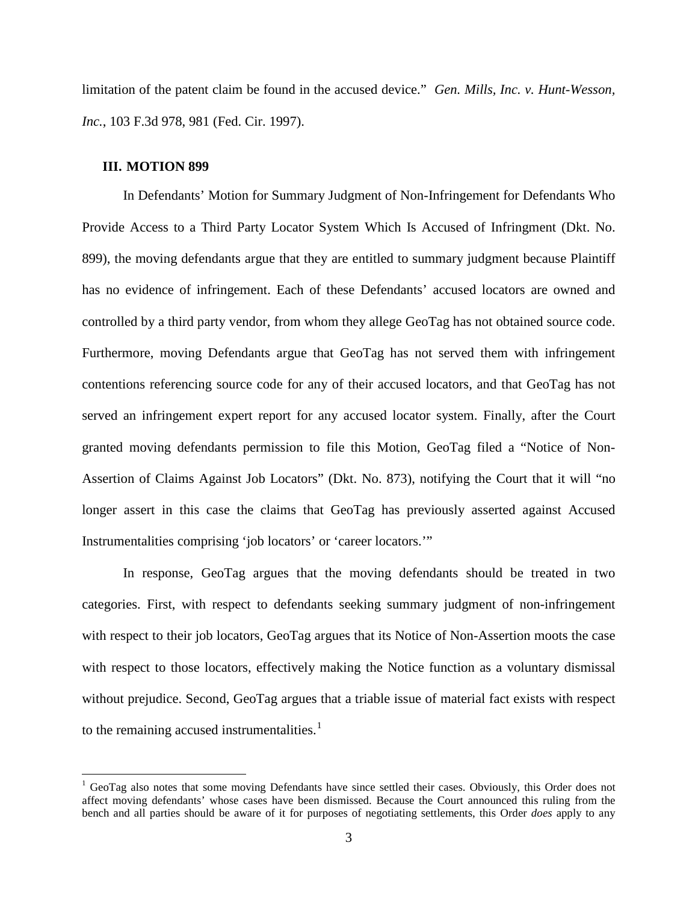limitation of the patent claim be found in the accused device." *Gen. Mills, Inc. v. Hunt-Wesson, Inc.*, 103 F.3d 978, 981 (Fed. Cir. 1997).

### III. MOTION 899

In Defendants' Motion for Summary Judgment of Non-Infringement for Defendants Who Provide Access to a Third Party Locator System Which Is Accused of Infringment (Dkt. No. 899), the moving defendants argue that they are entitled to summary judgment because Plaintiff has no evidence of infringement. Each of these Defendants' accused locators are owned and controlled by a third party vendor, from whom they allege GeoTag has not obtained source code. Furthermore, moving Defendants argue that GeoTag has not served them with infringement contentions referencing source code for any of their accused locators, and that GeoTag has not served an infringement expert report for any accused locator system. Finally, after the Court granted moving defendants permission to file this Motion, GeoTag filed a "Notice of Non-Assertion of Claims Against Job Locators" (Dkt. No. 873), notifying the Court that it will "no longer assert in this case the claims that GeoTag has previously asserted against Accused Instrumentalities comprising 'job locators' or 'career locators.'"

In response, GeoTag argues that the moving defendants should be treated in two categories. First, with respect to defendants seeking summary judgment of non-infringement with respect to their job locators, GeoTag argues that its Notice of Non-Assertion moots the case with respect to those locators, effectively making the Notice function as a voluntary dismissal without prejudice. Second, GeoTag argues that a triable issue of material fact exists with respect to the remaining accused instrumentalities.[1]

[1] GeoTag also notes that some moving Defendants have since settled their cases. Obviously, this Order does not affect moving defendants' whose cases have been dismissed. Because the Court announced this ruling from the bench and all parties should be aware of it for purposes of negotiating settlements, this Order *does* apply to any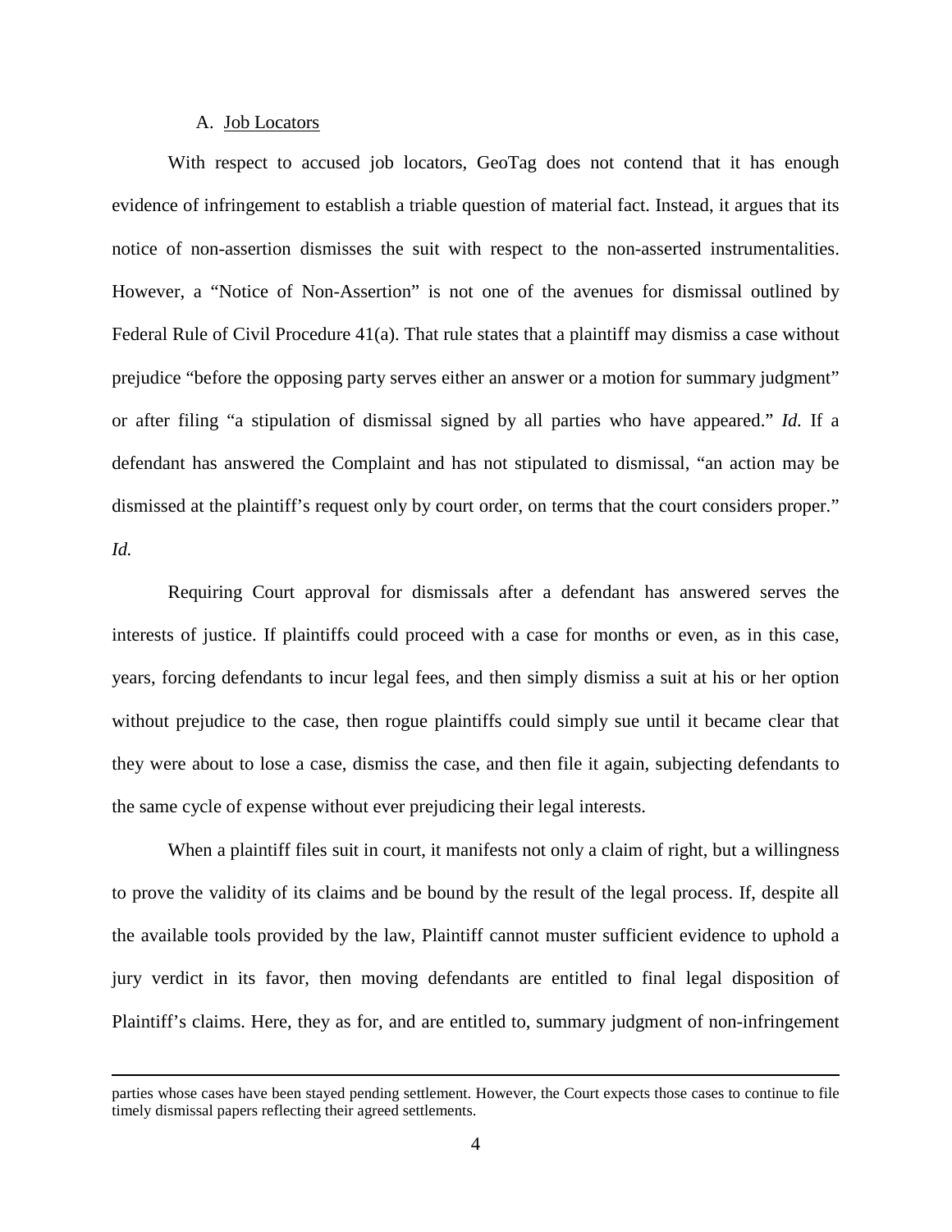### A. Job Locators

With respect to accused job locators, GeoTag does not contend that it has enough evidence of infringement to establish a triable question of material fact. Instead, it argues that its notice of non-assertion dismisses the suit with respect to the non-asserted instrumentalities. However, a "Notice of Non-Assertion" is not one of the avenues for dismissal outlined by Federal Rule of Civil Procedure 41(a). That rule states that a plaintiff may dismiss a case without prejudice "before the opposing party serves either an answer or a motion for summary judgment" or after filing "a stipulation of dismissal signed by all parties who have appeared." *Id.* If a defendant has answered the Complaint and has not stipulated to dismissal, "an action may be dismissed at the plaintiff's request only by court order, on terms that the court considers proper." *Id.*

Requiring Court approval for dismissals after a defendant has answered serves the interests of justice. If plaintiffs could proceed with a case for months or even, as in this case, years, forcing defendants to incur legal fees, and then simply dismiss a suit at his or her option without prejudice to the case, then rogue plaintiffs could simply sue until it became clear that they were about to lose a case, dismiss the case, and then file it again, subjecting defendants to the same cycle of expense without ever prejudicing their legal interests.

When a plaintiff files suit in court, it manifests not only a claim of right, but a willingness to prove the validity of its claims and be bound by the result of the legal process. If, despite all the available tools provided by the law, Plaintiff cannot muster sufficient evidence to uphold a jury verdict in its favor, then moving defendants are entitled to final legal disposition of Plaintiff's claims. Here, they as for, and are entitled to, summary judgment of non-infringement

---

parties whose cases have been stayed pending settlement. However, the Court expects those cases to continue to file timely dismissal papers reflecting their agreed settlements.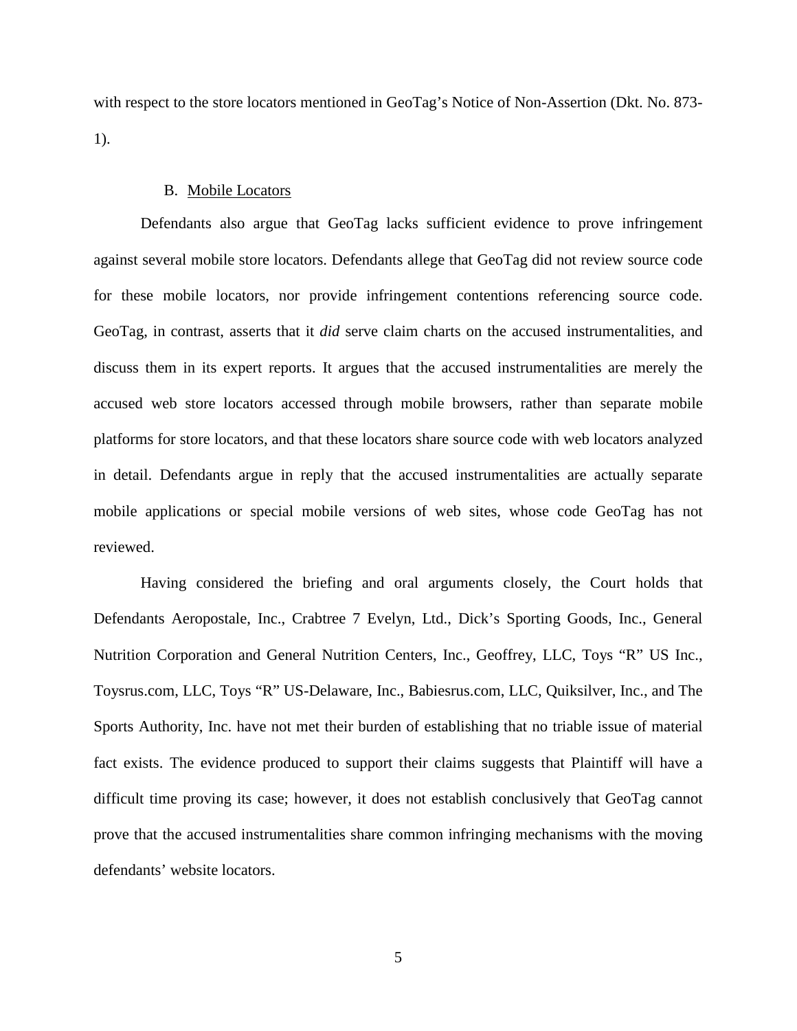with respect to the store locators mentioned in GeoTag's Notice of Non-Assertion (Dkt. No. 873-1).

### B. Mobile Locators

Defendants also argue that GeoTag lacks sufficient evidence to prove infringement against several mobile store locators. Defendants allege that GeoTag did not review source code for these mobile locators, nor provide infringement contentions referencing source code. GeoTag, in contrast, asserts that it *did* serve claim charts on the accused instrumentalities, and discuss them in its expert reports. It argues that the accused instrumentalities are merely the accused web store locators accessed through mobile browsers, rather than separate mobile platforms for store locators, and that these locators share source code with web locators analyzed in detail. Defendants argue in reply that the accused instrumentalities are actually separate mobile applications or special mobile versions of web sites, whose code GeoTag has not reviewed.

Having considered the briefing and oral arguments closely, the Court holds that Defendants Aeropostale, Inc., Crabtree 7 Evelyn, Ltd., Dick's Sporting Goods, Inc., General Nutrition Corporation and General Nutrition Centers, Inc., Geoffrey, LLC, Toys "R" US Inc., Toysrus.com, LLC, Toys "R" US-Delaware, Inc., Babiesrus.com, LLC, Quiksilver, Inc., and The Sports Authority, Inc. have not met their burden of establishing that no triable issue of material fact exists. The evidence produced to support their claims suggests that Plaintiff will have a difficult time proving its case; however, it does not establish conclusively that GeoTag cannot prove that the accused instrumentalities share common infringing mechanisms with the moving defendants' website locators.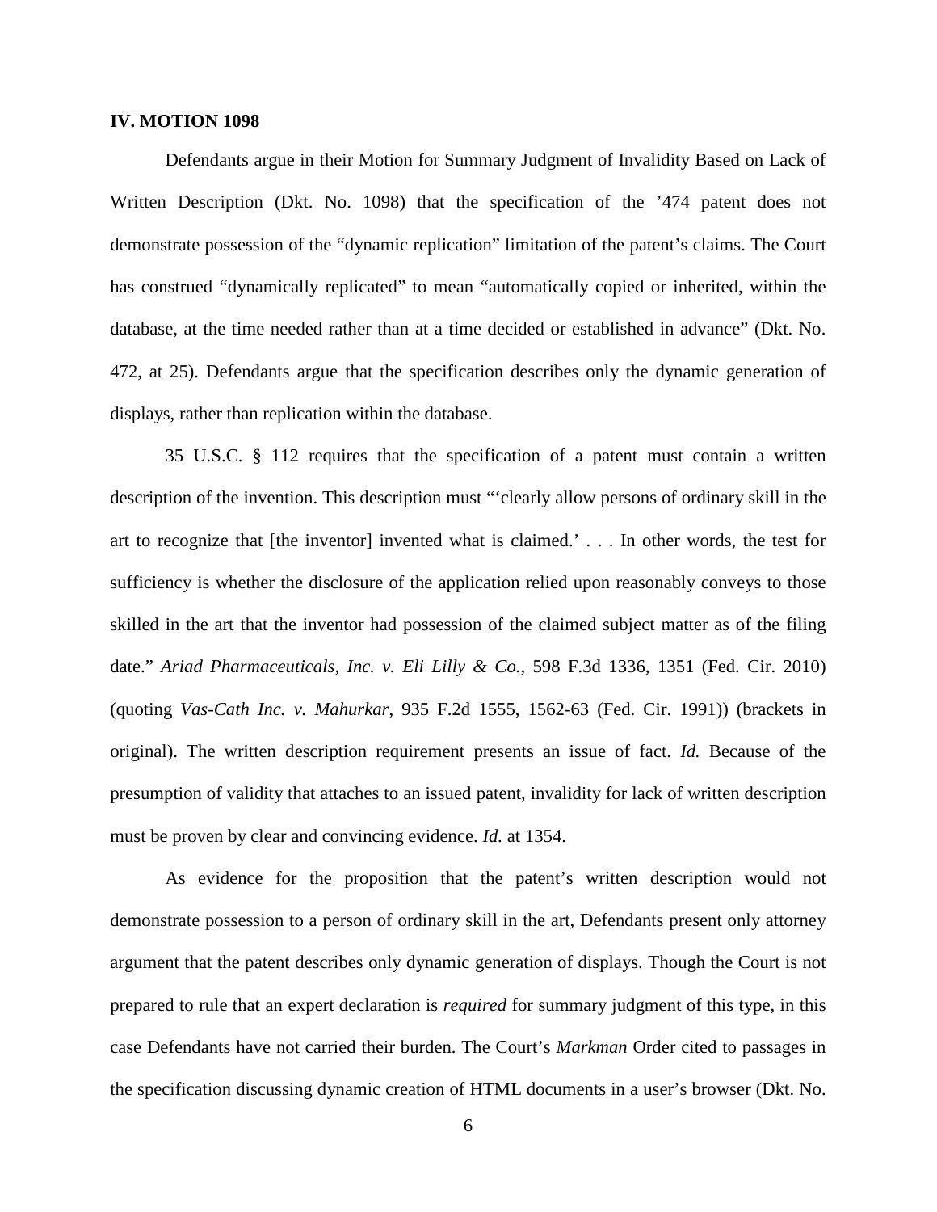### IV. MOTION 1098

Defendants argue in their Motion for Summary Judgment of Invalidity Based on Lack of Written Description (Dkt. No. 1098) that the specification of the '474 patent does not demonstrate possession of the "dynamic replication" limitation of the patent's claims. The Court has construed "dynamically replicated" to mean "automatically copied or inherited, within the database, at the time needed rather than at a time decided or established in advance" (Dkt. No. 472, at 25). Defendants argue that the specification describes only the dynamic generation of displays, rather than replication within the database.

35 U.S.C. § 112 requires that the specification of a patent must contain a written description of the invention. This description must "'clearly allow persons of ordinary skill in the art to recognize that [the inventor] invented what is claimed.' . . . In other words, the test for sufficiency is whether the disclosure of the application relied upon reasonably conveys to those skilled in the art that the inventor had possession of the claimed subject matter as of the filing date." *Ariad Pharmaceuticals, Inc. v. Eli Lilly & Co.*, 598 F.3d 1336, 1351 (Fed. Cir. 2010) (quoting *Vas-Cath Inc. v. Mahurkar*, 935 F.2d 1555, 1562-63 (Fed. Cir. 1991)) (brackets in original). The written description requirement presents an issue of fact. *Id.* Because of the presumption of validity that attaches to an issued patent, invalidity for lack of written description must be proven by clear and convincing evidence. *Id.* at 1354.

As evidence for the proposition that the patent's written description would not demonstrate possession to a person of ordinary skill in the art, Defendants present only attorney argument that the patent describes only dynamic generation of displays. Though the Court is not prepared to rule that an expert declaration is *required* for summary judgment of this type, in this case Defendants have not carried their burden. The Court's *Markman* Order cited to passages in the specification discussing dynamic creation of HTML documents in a user's browser (Dkt. No.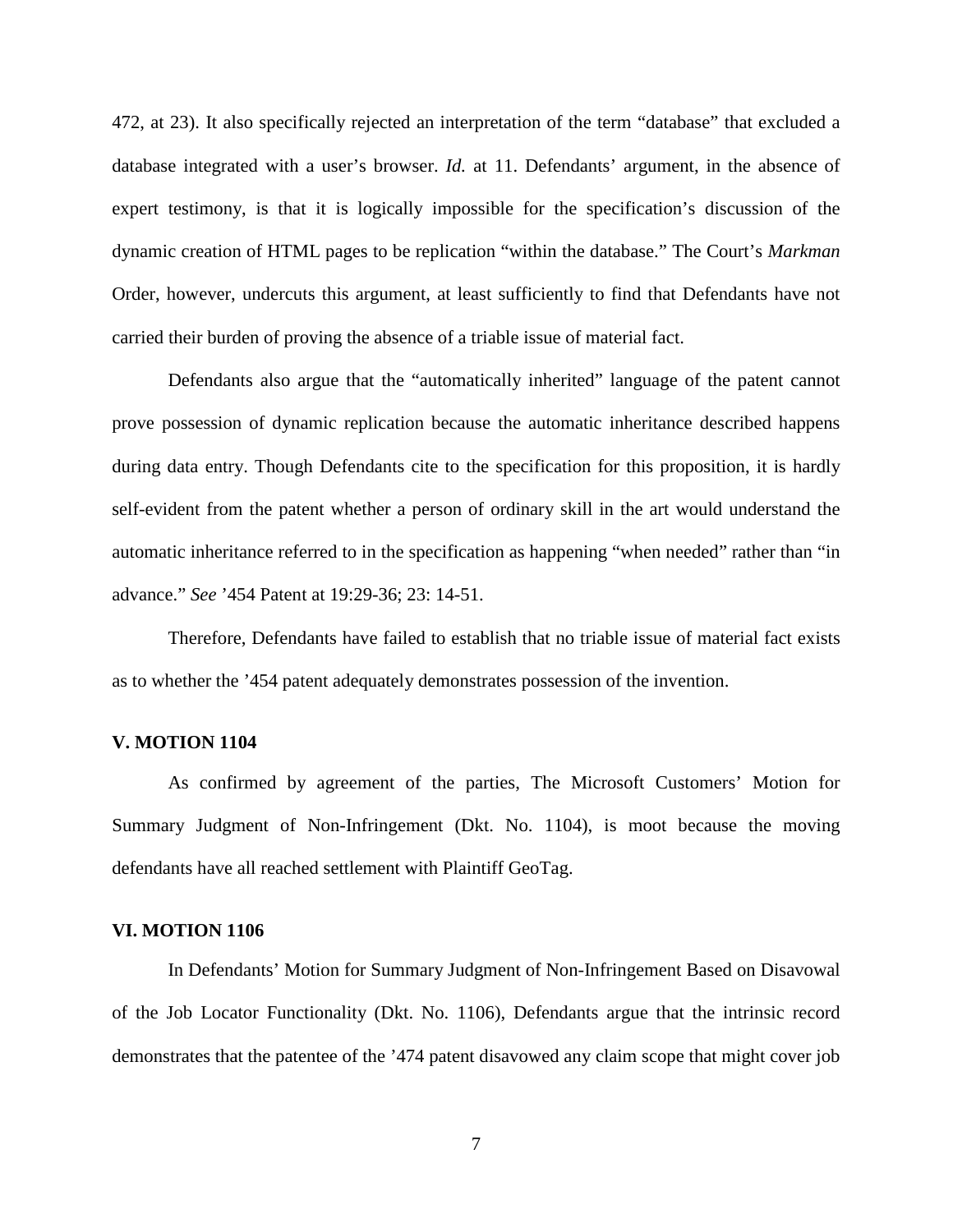472, at 23). It also specifically rejected an interpretation of the term "database" that excluded a database integrated with a user's browser. *Id.* at 11. Defendants' argument, in the absence of expert testimony, is that it is logically impossible for the specification's discussion of the dynamic creation of HTML pages to be replication "within the database." The Court's *Markman* Order, however, undercuts this argument, at least sufficiently to find that Defendants have not carried their burden of proving the absence of a triable issue of material fact.

Defendants also argue that the "automatically inherited" language of the patent cannot prove possession of dynamic replication because the automatic inheritance described happens during data entry. Though Defendants cite to the specification for this proposition, it is hardly self-evident from the patent whether a person of ordinary skill in the art would understand the automatic inheritance referred to in the specification as happening "when needed" rather than "in advance." *See* '454 Patent at 19:29-36; 23: 14-51.

Therefore, Defendants have failed to establish that no triable issue of material fact exists as to whether the '454 patent adequately demonstrates possession of the invention.

## V. MOTION 1104

As confirmed by agreement of the parties, The Microsoft Customers' Motion for Summary Judgment of Non-Infringement (Dkt. No. 1104), is moot because the moving defendants have all reached settlement with Plaintiff GeoTag.

## VI. MOTION 1106

In Defendants' Motion for Summary Judgment of Non-Infringement Based on Disavowal of the Job Locator Functionality (Dkt. No. 1106), Defendants argue that the intrinsic record demonstrates that the patentee of the '474 patent disavowed any claim scope that might cover job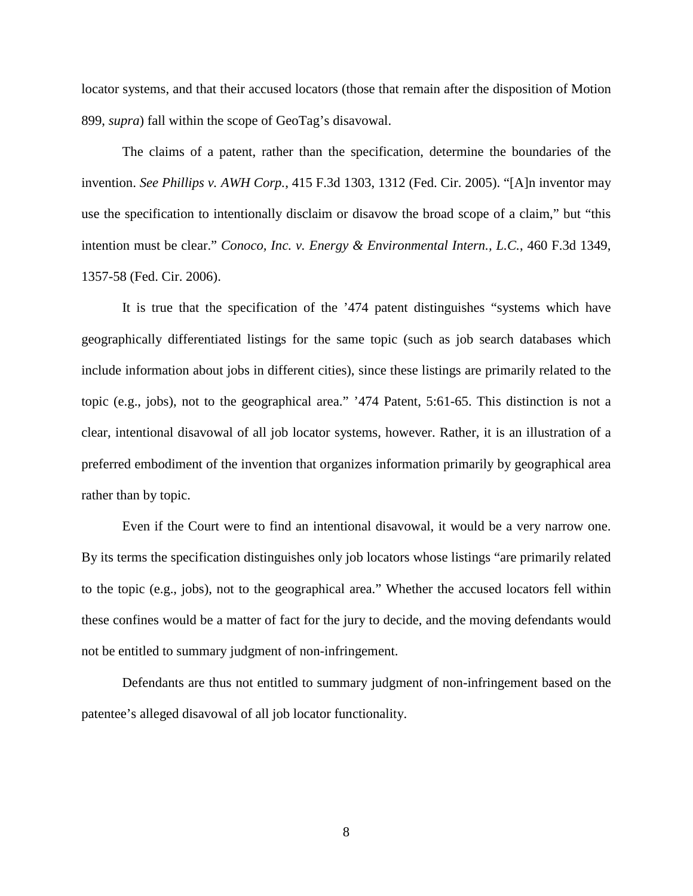locator systems, and that their accused locators (those that remain after the disposition of Motion 899, *supra*) fall within the scope of GeoTag's disavowal.

The claims of a patent, rather than the specification, determine the boundaries of the invention. *See Phillips v. AWH Corp.*, 415 F.3d 1303, 1312 (Fed. Cir. 2005). "[A]n inventor may use the specification to intentionally disclaim or disavow the broad scope of a claim," but "this intention must be clear." *Conoco, Inc. v. Energy & Environmental Intern., L.C.*, 460 F.3d 1349, 1357-58 (Fed. Cir. 2006).

It is true that the specification of the '474 patent distinguishes "systems which have geographically differentiated listings for the same topic (such as job search databases which include information about jobs in different cities), since these listings are primarily related to the topic (e.g., jobs), not to the geographical area." '474 Patent, 5:61-65. This distinction is not a clear, intentional disavowal of all job locator systems, however. Rather, it is an illustration of a preferred embodiment of the invention that organizes information primarily by geographical area rather than by topic.

Even if the Court were to find an intentional disavowal, it would be a very narrow one. By its terms the specification distinguishes only job locators whose listings "are primarily related to the topic (e.g., jobs), not to the geographical area." Whether the accused locators fell within these confines would be a matter of fact for the jury to decide, and the moving defendants would not be entitled to summary judgment of non-infringement.

Defendants are thus not entitled to summary judgment of non-infringement based on the patentee's alleged disavowal of all job locator functionality.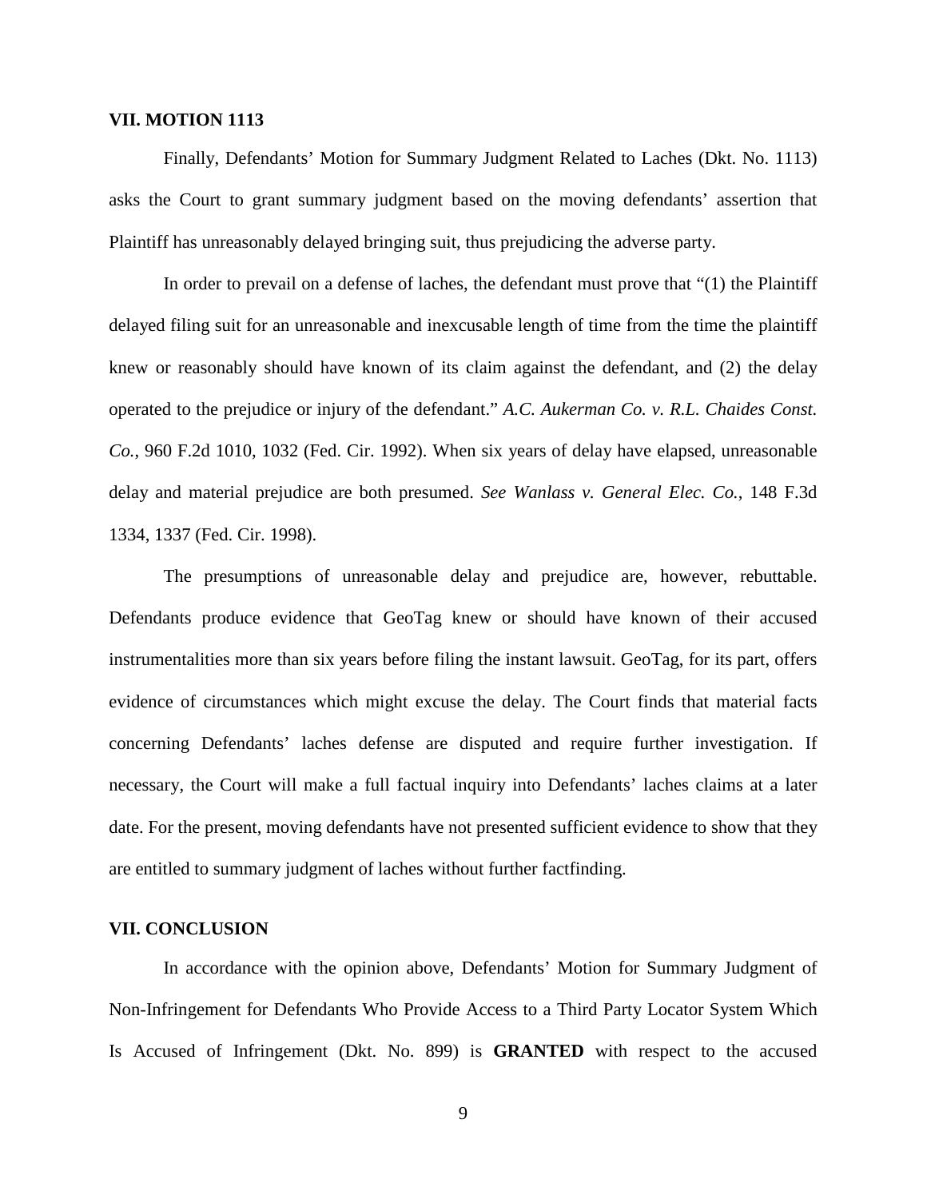### VII. MOTION 1113

Finally, Defendants' Motion for Summary Judgment Related to Laches (Dkt. No. 1113) asks the Court to grant summary judgment based on the moving defendants' assertion that Plaintiff has unreasonably delayed bringing suit, thus prejudicing the adverse party.

In order to prevail on a defense of laches, the defendant must prove that "(1) the Plaintiff delayed filing suit for an unreasonable and inexcusable length of time from the time the plaintiff knew or reasonably should have known of its claim against the defendant, and (2) the delay operated to the prejudice or injury of the defendant." *A.C. Aukerman Co. v. R.L. Chaides Const. Co.*, 960 F.2d 1010, 1032 (Fed. Cir. 1992). When six years of delay have elapsed, unreasonable delay and material prejudice are both presumed. *See Wanlass v. General Elec. Co.*, 148 F.3d 1334, 1337 (Fed. Cir. 1998).

The presumptions of unreasonable delay and prejudice are, however, rebuttable. Defendants produce evidence that GeoTag knew or should have known of their accused instrumentalities more than six years before filing the instant lawsuit. GeoTag, for its part, offers evidence of circumstances which might excuse the delay. The Court finds that material facts concerning Defendants' laches defense are disputed and require further investigation. If necessary, the Court will make a full factual inquiry into Defendants' laches claims at a later date. For the present, moving defendants have not presented sufficient evidence to show that they are entitled to summary judgment of laches without further factfinding.

### VII. CONCLUSION

In accordance with the opinion above, Defendants' Motion for Summary Judgment of Non-Infringement for Defendants Who Provide Access to a Third Party Locator System Which Is Accused of Infringement (Dkt. No. 899) is **GRANTED** with respect to the accused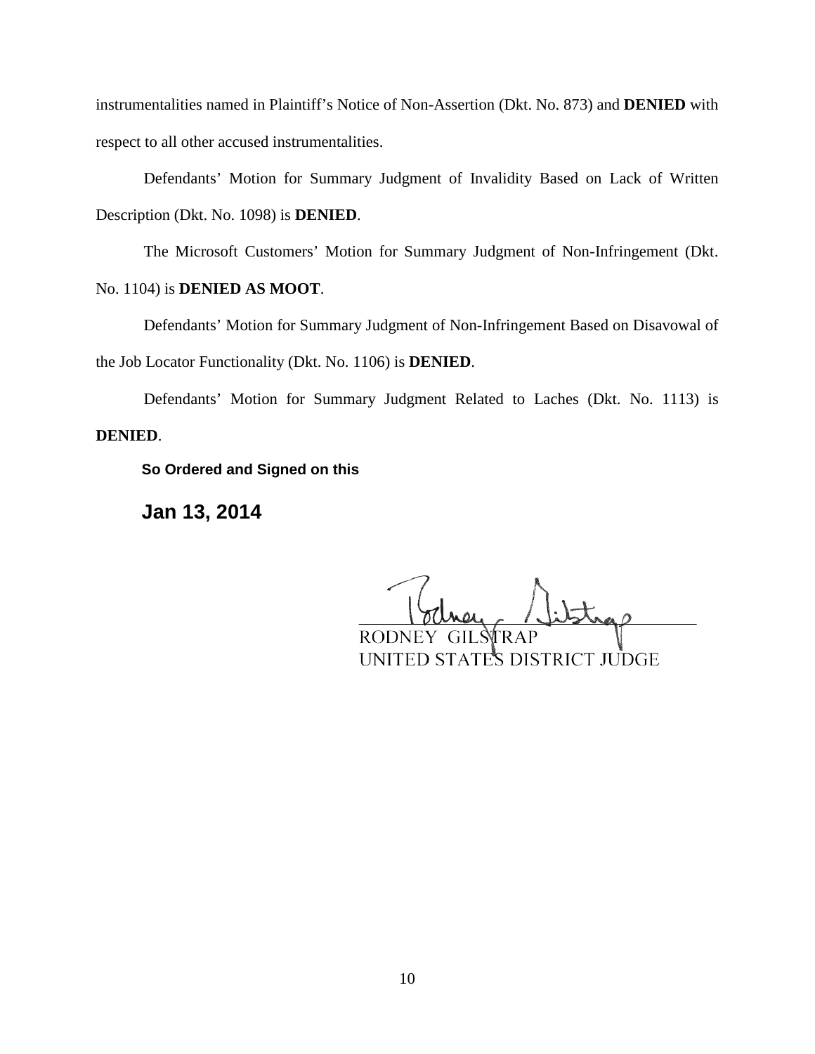instrumentalities named in Plaintiff's Notice of Non-Assertion (Dkt. No. 873) and **DENIED** with respect to all other accused instrumentalities.

Defendants' Motion for Summary Judgment of Invalidity Based on Lack of Written Description (Dkt. No. 1098) is **DENIED**.

The Microsoft Customers' Motion for Summary Judgment of Non-Infringement (Dkt. No. 1104) is **DENIED AS MOOT**.

Defendants' Motion for Summary Judgment of Non-Infringement Based on Disavowal of the Job Locator Functionality (Dkt. No. 1106) is **DENIED**.

Defendants' Motion for Summary Judgment Related to Laches (Dkt. No. 1113) is **DENIED**.

**So Ordered and Signed on this**

**Jan 13, 2014**

RODNEY GILSTRAP
UNITED STATES DISTRICT JUDGE